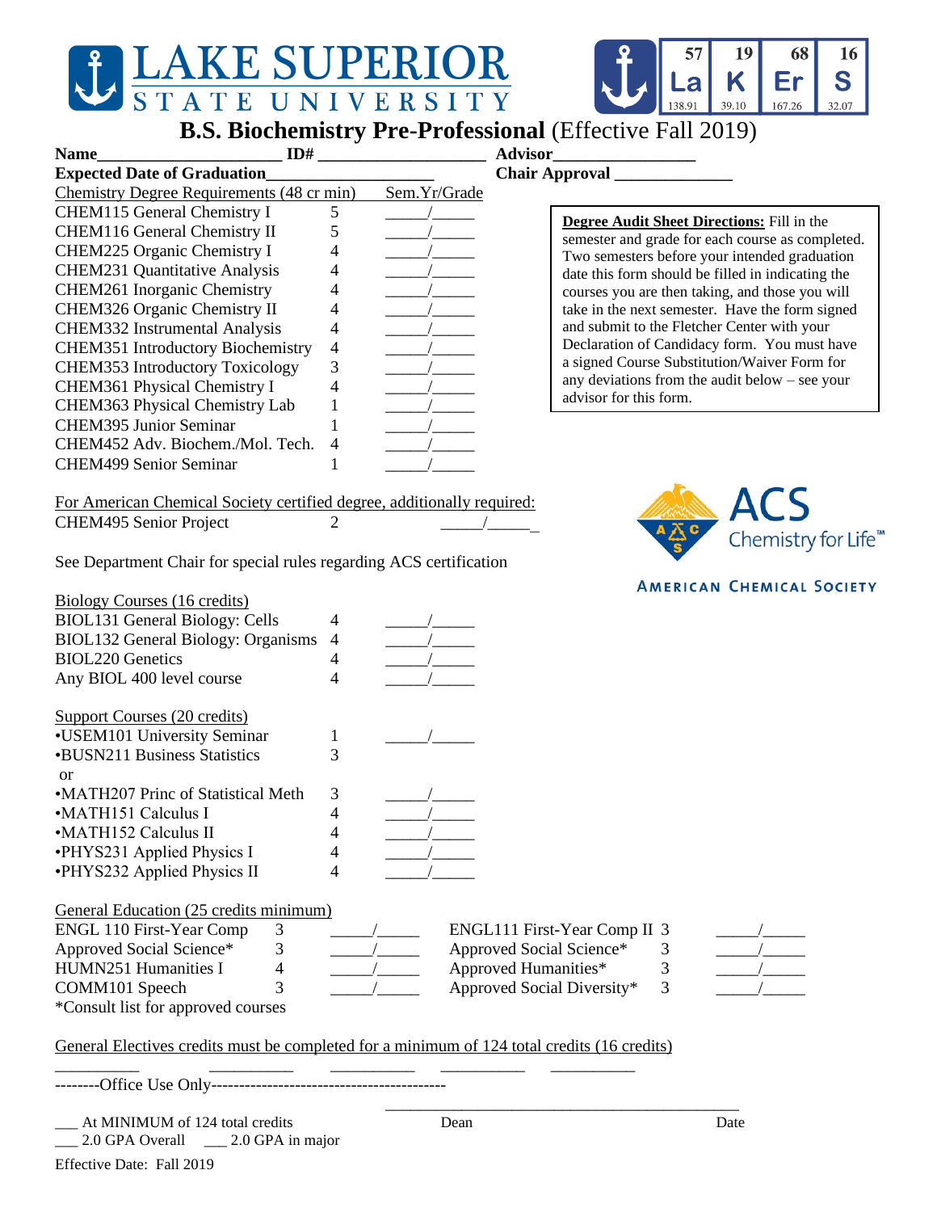# LAKE SUPERIOR STATE UNIVERSITY

## B.S. Biochemistry Pre-Professional (Effective Fall 2019)

**Name**_____________________ **ID#** ____________________ **Advisor**________________

**Expected Date of Graduation**___________________ **Chair Approval** ______________

| Chemistry Degree Requirements (48 cr min) | | Sem.Yr/Grade |
|---|---|---|
| CHEM115 General Chemistry I | 5 | _____/_____ |
| CHEM116 General Chemistry II | 5 | _____/_____ |
| CHEM225 Organic Chemistry I | 4 | _____/_____ |
| CHEM231 Quantitative Analysis | 4 | _____/_____ |
| CHEM261 Inorganic Chemistry | 4 | _____/_____ |
| CHEM326 Organic Chemistry II | 4 | _____/_____ |
| CHEM332 Instrumental Analysis | 4 | _____/_____ |
| CHEM351 Introductory Biochemistry | 4 | _____/_____ |
| CHEM353 Introductory Toxicology | 3 | _____/_____ |
| CHEM361 Physical Chemistry I | 4 | _____/_____ |
| CHEM363 Physical Chemistry Lab | 1 | _____/_____ |
| CHEM395 Junior Seminar | 1 | _____/_____ |
| CHEM452 Adv. Biochem./Mol. Tech. | 4 | _____/_____ |
| CHEM499 Senior Seminar | 1 | _____/_____ |

**Degree Audit Sheet Directions:** Fill in the semester and grade for each course as completed. Two semesters before your intended graduation date this form should be filled in indicating the courses you are then taking, and those you will take in the next semester. Have the form signed and submit to the Fletcher Center with your Declaration of Candidacy form. You must have a signed Course Substitution/Waiver Form for any deviations from the audit below – see your advisor for this form.

For American Chemical Society certified degree, additionally required:

| | | |
|---|---|---|
| CHEM495 Senior Project | 2 | _____/_____ |

See Department Chair for special rules regarding ACS certification

ACS Chemistry for Life™ AMERICAN CHEMICAL SOCIETY

| Biology Courses (16 credits) | | |
|---|---|---|
| BIOL131 General Biology: Cells | 4 | _____/_____ |
| BIOL132 General Biology: Organisms | 4 | _____/_____ |
| BIOL220 Genetics | 4 | _____/_____ |
| Any BIOL 400 level course | 4 | _____/_____ |

| Support Courses (20 credits) | | |
|---|---|---|
| •USEM101 University Seminar | 1 | _____/_____ |
| •BUSN211 Business Statistics | 3 | |
| or | | |
| •MATH207 Princ of Statistical Meth | 3 | _____/_____ |
| •MATH151 Calculus I | 4 | _____/_____ |
| •MATH152 Calculus II | 4 | _____/_____ |
| •PHYS231 Applied Physics I | 4 | _____/_____ |
| •PHYS232 Applied Physics II | 4 | _____/_____ |

| General Education (25 credits minimum) | | | | | |
|---|---|---|---|---|---|
| ENGL 110 First-Year Comp | 3 | _____/_____ | ENGL111 First-Year Comp II | 3 | _____/_____ |
| Approved Social Science* | 3 | _____/_____ | Approved Social Science* | 3 | _____/_____ |
| HUMN251 Humanities I | 4 | _____/_____ | Approved Humanities* | 3 | _____/_____ |
| COMM101 Speech | 3 | _____/_____ | Approved Social Diversity* | 3 | _____/_____ |

*Consult list for approved courses

General Electives credits must be completed for a minimum of 124 total credits (16 credits)

__________ __________ __________ __________ __________

--------Office Use Only------------------------------------------

___ At MINIMUM of 124 total credits

___ 2.0 GPA Overall ___ 2.0 GPA in major

__________________________________________
Dean Date

Effective Date: Fall 2019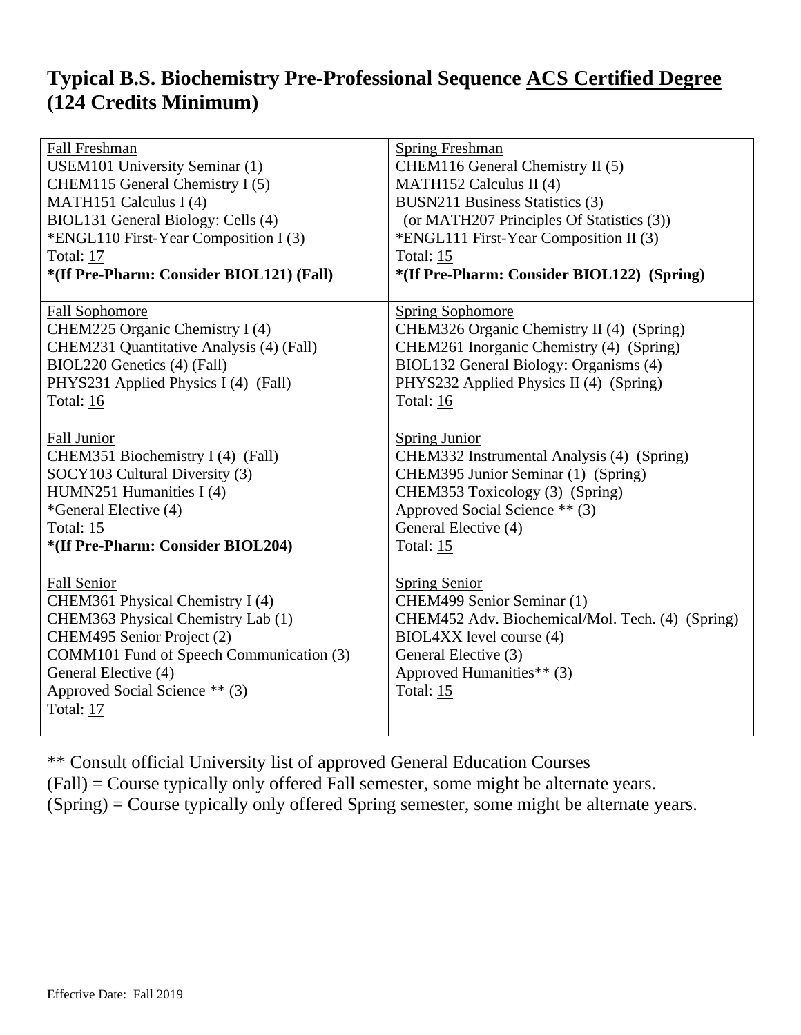# Typical B.S. Biochemistry Pre-Professional Sequence ACS Certified Degree (124 Credits Minimum)

| | |
|---|---|
| Fall Freshman<br>USEM101 University Seminar (1)<br>CHEM115 General Chemistry I (5)<br>MATH151 Calculus I (4)<br>BIOL131 General Biology: Cells (4)<br>*ENGL110 First-Year Composition I (3)<br>Total: 17<br>**\*(If Pre-Pharm: Consider BIOL121) (Fall)** | Spring Freshman<br>CHEM116 General Chemistry II (5)<br>MATH152 Calculus II (4)<br>BUSN211 Business Statistics (3)<br>(or MATH207 Principles Of Statistics (3))<br>*ENGL111 First-Year Composition II (3)<br>Total: 15<br>**\*(If Pre-Pharm: Consider BIOL122) (Spring)** |
| Fall Sophomore<br>CHEM225 Organic Chemistry I (4)<br>CHEM231 Quantitative Analysis (4) (Fall)<br>BIOL220 Genetics (4) (Fall)<br>PHYS231 Applied Physics I (4) (Fall)<br>Total: 16 | Spring Sophomore<br>CHEM326 Organic Chemistry II (4) (Spring)<br>CHEM261 Inorganic Chemistry (4) (Spring)<br>BIOL132 General Biology: Organisms (4)<br>PHYS232 Applied Physics II (4) (Spring)<br>Total: 16 |
| Fall Junior<br>CHEM351 Biochemistry I (4) (Fall)<br>SOCY103 Cultural Diversity (3)<br>HUMN251 Humanities I (4)<br>*General Elective (4)<br>Total: 15<br>**\*(If Pre-Pharm: Consider BIOL204)** | Spring Junior<br>CHEM332 Instrumental Analysis (4) (Spring)<br>CHEM395 Junior Seminar (1) (Spring)<br>CHEM353 Toxicology (3) (Spring)<br>Approved Social Science ** (3)<br>General Elective (4)<br>Total: 15 |
| Fall Senior<br>CHEM361 Physical Chemistry I (4)<br>CHEM363 Physical Chemistry Lab (1)<br>CHEM495 Senior Project (2)<br>COMM101 Fund of Speech Communication (3)<br>General Elective (4)<br>Approved Social Science ** (3)<br>Total: 17 | Spring Senior<br>CHEM499 Senior Seminar (1)<br>CHEM452 Adv. Biochemical/Mol. Tech. (4) (Spring)<br>BIOL4XX level course (4)<br>General Elective (3)<br>Approved Humanities** (3)<br>Total: 15 |

** Consult official University list of approved General Education Courses

(Fall) = Course typically only offered Fall semester, some might be alternate years.

(Spring) = Course typically only offered Spring semester, some might be alternate years.

Effective Date: Fall 2019